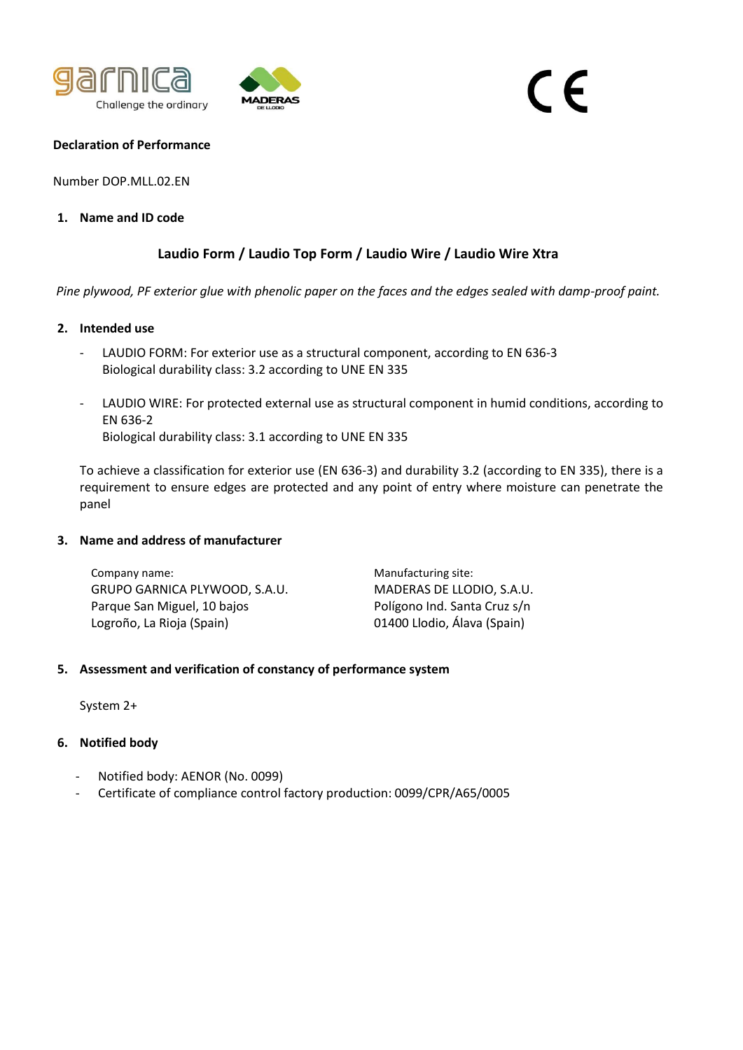garnica
Challenge the ordinary

MADERAS DE LLODIO

CE

**Declaration of Performance**

Number DOP.MLL.02.EN

1. **Name and ID code**

**Laudio Form / Laudio Top Form / Laudio Wire / Laudio Wire Xtra**

*Pine plywood, PF exterior glue with phenolic paper on the faces and the edges sealed with damp-proof paint.*

2. **Intended use**

- LAUDIO FORM: For exterior use as a structural component, according to EN 636-3
  Biological durability class: 3.2 according to UNE EN 335

- LAUDIO WIRE: For protected external use as structural component in humid conditions, according to EN 636-2
  Biological durability class: 3.1 according to UNE EN 335

To achieve a classification for exterior use (EN 636-3) and durability 3.2 (according to EN 335), there is a requirement to ensure edges are protected and any point of entry where moisture can penetrate the panel

3. **Name and address of manufacturer**

Company name:
GRUPO GARNICA PLYWOOD, S.A.U.
Parque San Miguel, 10 bajos
Logroño, La Rioja (Spain)

Manufacturing site:
MADERAS DE LLODIO, S.A.U.
Polígono Ind. Santa Cruz s/n
01400 Llodio, Álava (Spain)

5. **Assessment and verification of constancy of performance system**

System 2+

6. **Notified body**

- Notified body: AENOR (No. 0099)
- Certificate of compliance control factory production: 0099/CPR/A65/0005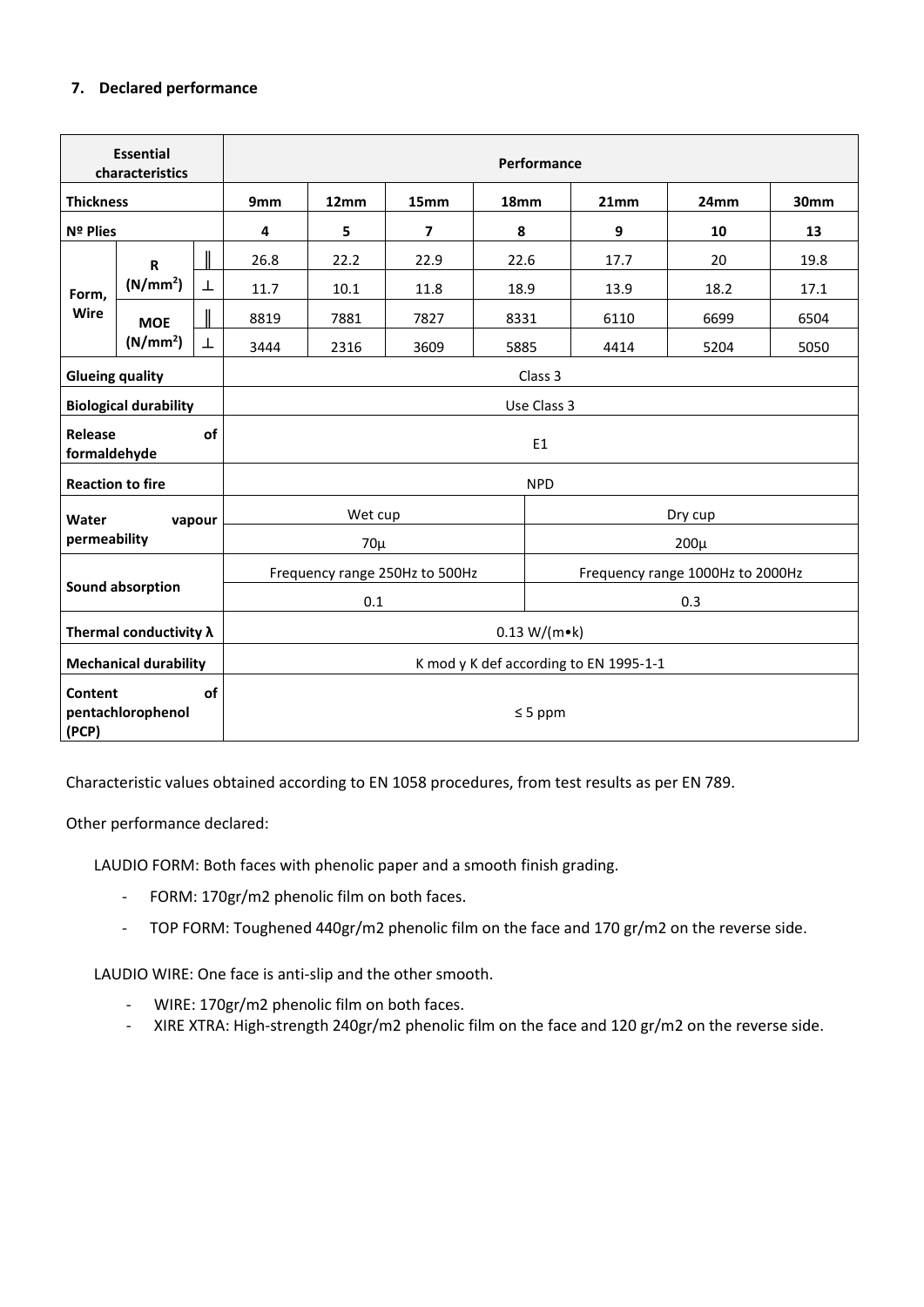### 7. Declared performance

| Essential characteristics | | | Performance | | | | | | |
|---|---|---|---|---|---|---|---|---|---|
| **Thickness** | | | **9mm** | **12mm** | **15mm** | **18mm** | **21mm** | **24mm** | **30mm** |
| **Nº Plies** | | | **4** | **5** | **7** | **8** | **9** | **10** | **13** |
| **Form, Wire** | **R ($N/mm^2$)** | ∥ | 26.8 | 22.2 | 22.9 | 22.6 | 17.7 | 20 | 19.8 |
| | | ⊥ | 11.7 | 10.1 | 11.8 | 18.9 | 13.9 | 18.2 | 17.1 |
| | **MOE ($N/mm^2$)** | ∥ | 8819 | 7881 | 7827 | 8331 | 6110 | 6699 | 6504 |
| | | ⊥ | 3444 | 2316 | 3609 | 5885 | 4414 | 5204 | 5050 |
| **Glueing quality** | | | Class 3 | | | | | | |
| **Biological durability** | | | Use Class 3 | | | | | | |
| **Release of formaldehyde** | | | E1 | | | | | | |
| **Reaction to fire** | | | NPD | | | | | | |
| **Water vapour permeability** | | | Wet cup | | | | Dry cup | | |
| | | | 70µ | | | | 200µ | | |
| **Sound absorption** | | | Frequency range 250Hz to 500Hz | | | | Frequency range 1000Hz to 2000Hz | | |
| | | | 0.1 | | | | 0.3 | | |
| **Thermal conductivity λ** | | | 0.13 W/(m•k) | | | | | | |
| **Mechanical durability** | | | K mod y K def according to EN 1995-1-1 | | | | | | |
| **Content of pentachlorophenol (PCP)** | | | ≤ 5 ppm | | | | | | |

Characteristic values obtained according to EN 1058 procedures, from test results as per EN 789.

Other performance declared:

LAUDIO FORM: Both faces with phenolic paper and a smooth finish grading.

- FORM: 170gr/m2 phenolic film on both faces.
- TOP FORM: Toughened 440gr/m2 phenolic film on the face and 170 gr/m2 on the reverse side.

LAUDIO WIRE: One face is anti-slip and the other smooth.

- WIRE: 170gr/m2 phenolic film on both faces.
- XIRE XTRA: High-strength 240gr/m2 phenolic film on the face and 120 gr/m2 on the reverse side.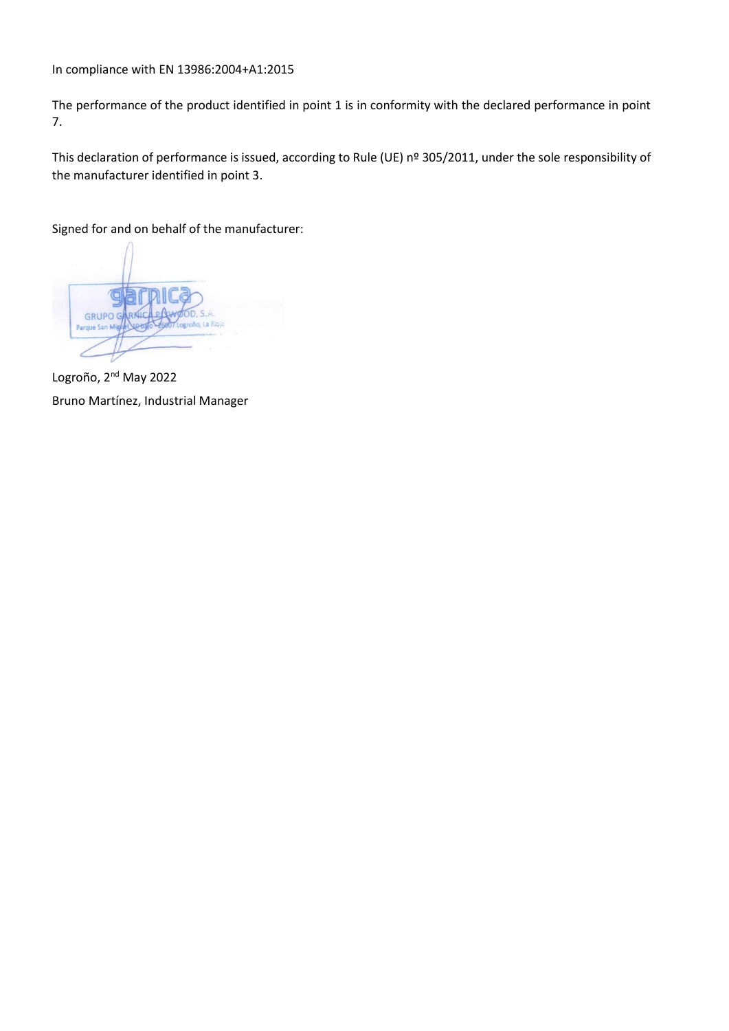In compliance with EN 13986:2004+A1:2015

The performance of the product identified in point 1 is in conformity with the declared performance in point 7.

This declaration of performance is issued, according to Rule (UE) nº 305/2011, under the sole responsibility of the manufacturer identified in point 3.

Signed for and on behalf of the manufacturer:

garnica
GRUPO GARNICA PLYWOOD, S.A.
Parque San Miguel, 10 bajo - 26007 Logroño, La Rioja

Logroño, 2nd May 2022

Bruno Martínez, Industrial Manager